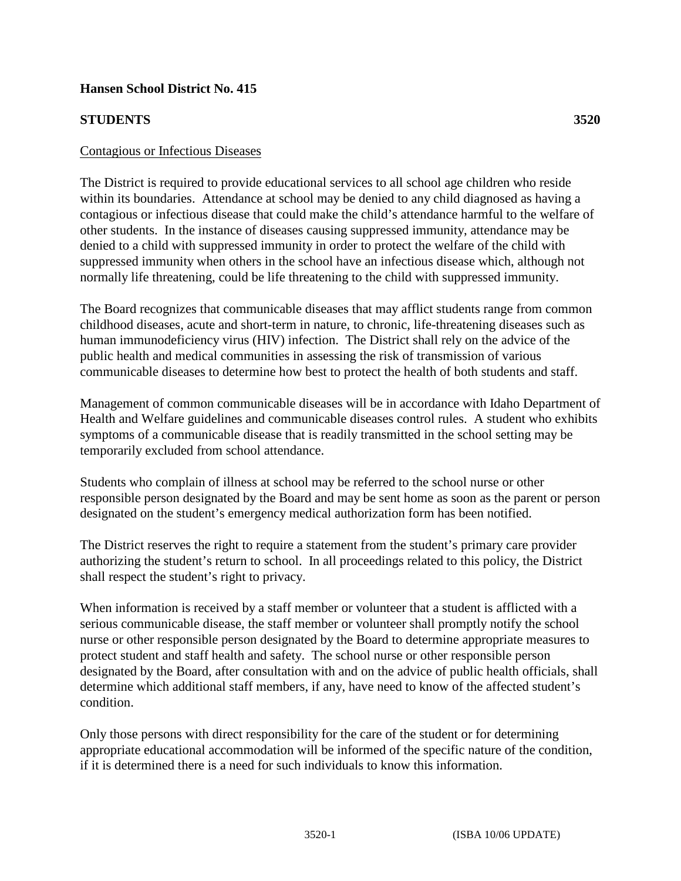**Hansen School District No. 415**

**STUDENTS 3520**

Contagious or Infectious Diseases

The District is required to provide educational services to all school age children who reside within its boundaries. Attendance at school may be denied to any child diagnosed as having a contagious or infectious disease that could make the child's attendance harmful to the welfare of other students. In the instance of diseases causing suppressed immunity, attendance may be denied to a child with suppressed immunity in order to protect the welfare of the child with suppressed immunity when others in the school have an infectious disease which, although not normally life threatening, could be life threatening to the child with suppressed immunity.

The Board recognizes that communicable diseases that may afflict students range from common childhood diseases, acute and short-term in nature, to chronic, life-threatening diseases such as human immunodeficiency virus (HIV) infection. The District shall rely on the advice of the public health and medical communities in assessing the risk of transmission of various communicable diseases to determine how best to protect the health of both students and staff.

Management of common communicable diseases will be in accordance with Idaho Department of Health and Welfare guidelines and communicable diseases control rules. A student who exhibits symptoms of a communicable disease that is readily transmitted in the school setting may be temporarily excluded from school attendance.

Students who complain of illness at school may be referred to the school nurse or other responsible person designated by the Board and may be sent home as soon as the parent or person designated on the student's emergency medical authorization form has been notified.

The District reserves the right to require a statement from the student's primary care provider authorizing the student's return to school. In all proceedings related to this policy, the District shall respect the student's right to privacy.

When information is received by a staff member or volunteer that a student is afflicted with a serious communicable disease, the staff member or volunteer shall promptly notify the school nurse or other responsible person designated by the Board to determine appropriate measures to protect student and staff health and safety. The school nurse or other responsible person designated by the Board, after consultation with and on the advice of public health officials, shall determine which additional staff members, if any, have need to know of the affected student's condition.

Only those persons with direct responsibility for the care of the student or for determining appropriate educational accommodation will be informed of the specific nature of the condition, if it is determined there is a need for such individuals to know this information.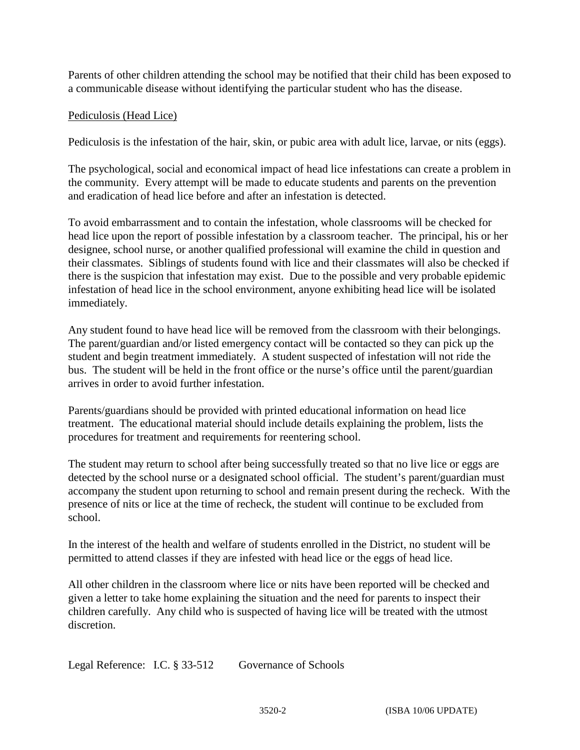Parents of other children attending the school may be notified that their child has been exposed to a communicable disease without identifying the particular student who has the disease.

Pediculosis (Head Lice)

Pediculosis is the infestation of the hair, skin, or pubic area with adult lice, larvae, or nits (eggs).

The psychological, social and economical impact of head lice infestations can create a problem in the community. Every attempt will be made to educate students and parents on the prevention and eradication of head lice before and after an infestation is detected.

To avoid embarrassment and to contain the infestation, whole classrooms will be checked for head lice upon the report of possible infestation by a classroom teacher. The principal, his or her designee, school nurse, or another qualified professional will examine the child in question and their classmates. Siblings of students found with lice and their classmates will also be checked if there is the suspicion that infestation may exist. Due to the possible and very probable epidemic infestation of head lice in the school environment, anyone exhibiting head lice will be isolated immediately.

Any student found to have head lice will be removed from the classroom with their belongings. The parent/guardian and/or listed emergency contact will be contacted so they can pick up the student and begin treatment immediately. A student suspected of infestation will not ride the bus. The student will be held in the front office or the nurse's office until the parent/guardian arrives in order to avoid further infestation.

Parents/guardians should be provided with printed educational information on head lice treatment. The educational material should include details explaining the problem, lists the procedures for treatment and requirements for reentering school.

The student may return to school after being successfully treated so that no live lice or eggs are detected by the school nurse or a designated school official. The student's parent/guardian must accompany the student upon returning to school and remain present during the recheck. With the presence of nits or lice at the time of recheck, the student will continue to be excluded from school.

In the interest of the health and welfare of students enrolled in the District, no student will be permitted to attend classes if they are infested with head lice or the eggs of head lice.

All other children in the classroom where lice or nits have been reported will be checked and given a letter to take home explaining the situation and the need for parents to inspect their children carefully. Any child who is suspected of having lice will be treated with the utmost discretion.

Legal Reference: I.C. § 33-512 Governance of Schools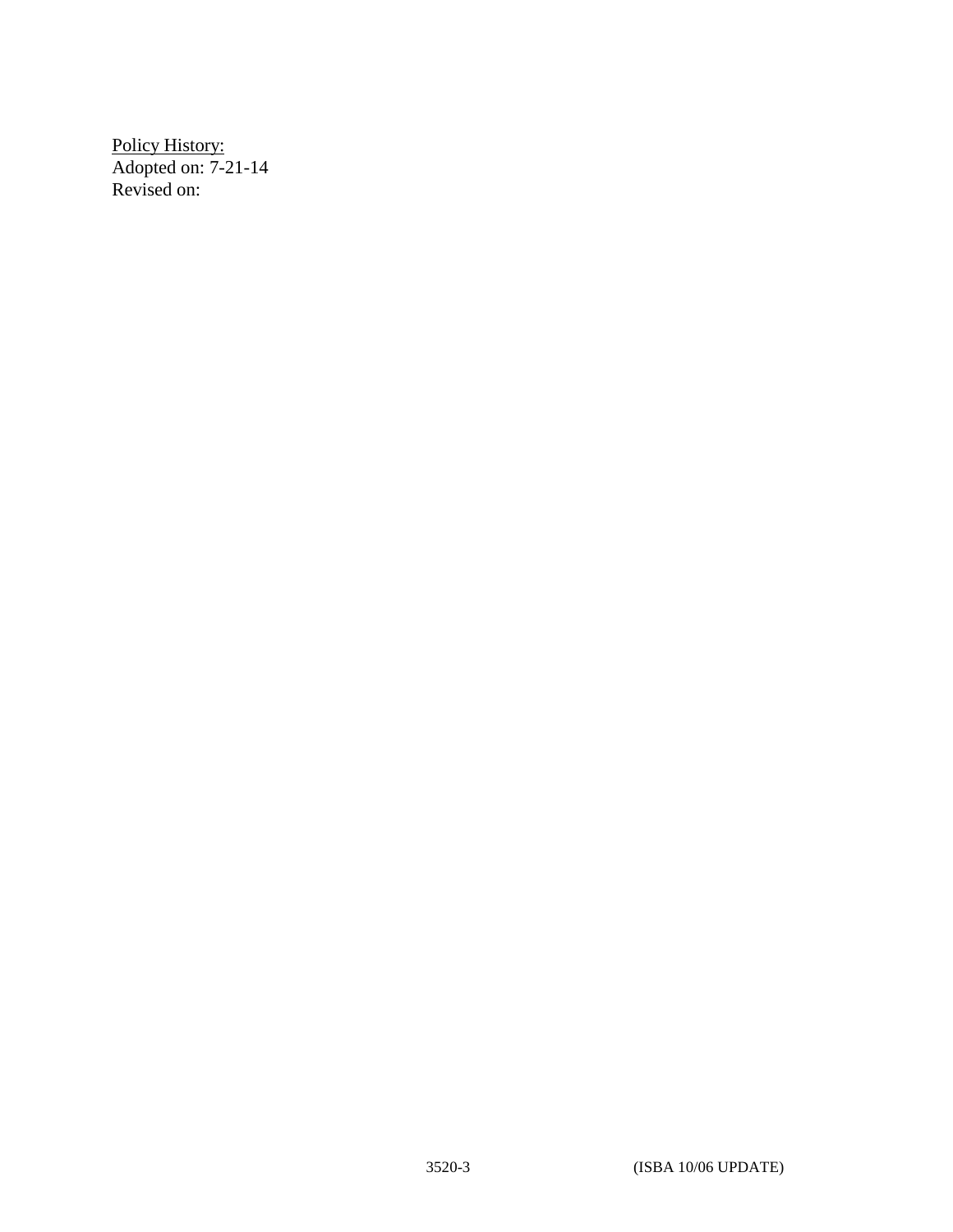<u>Policy History:</u>
Adopted on: 7-21-14
Revised on: